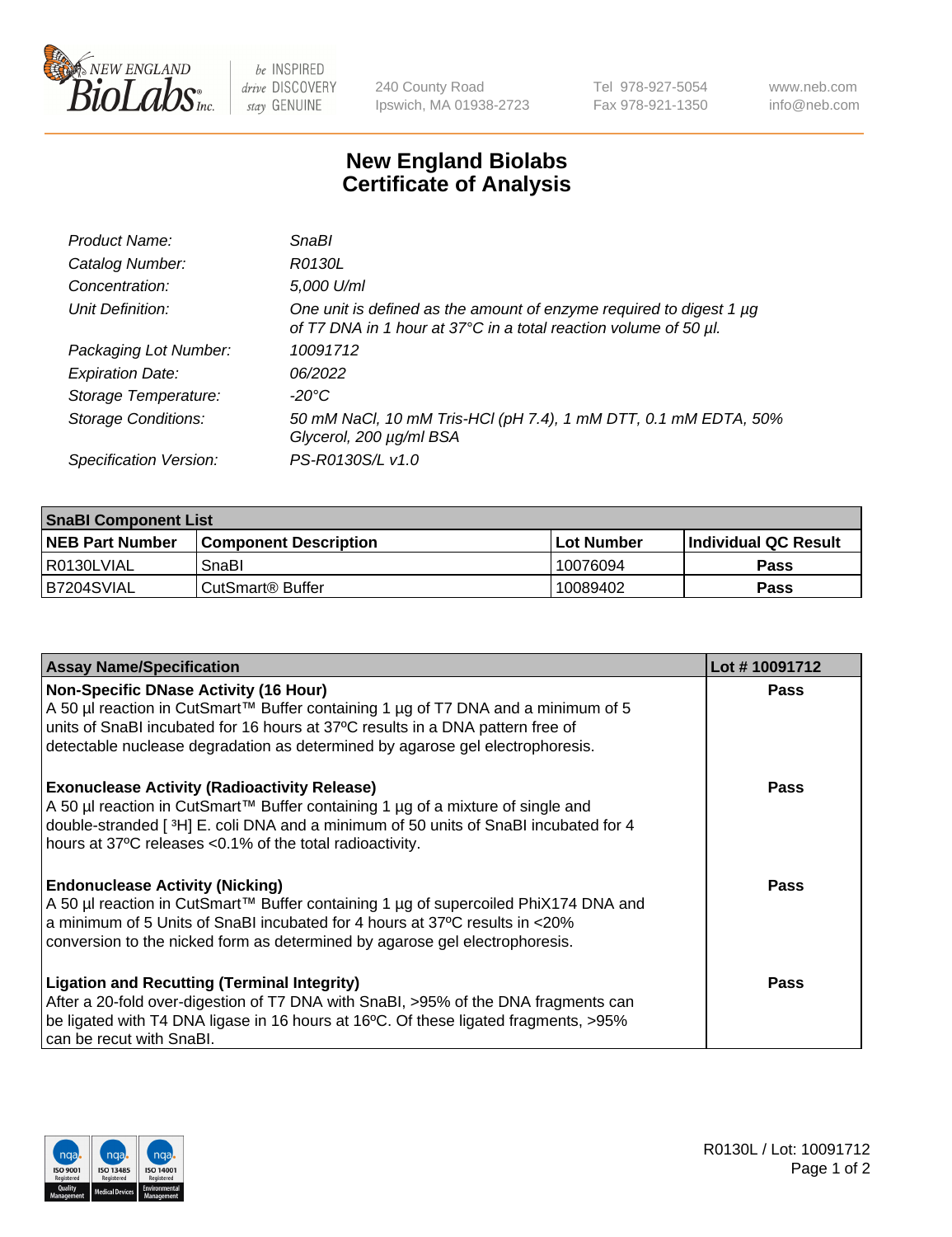# New England Biolabs Certificate of Analysis

| | |
|---|---|
| *Product Name:* | *SnaBI* |
| *Catalog Number:* | *R0130L* |
| *Concentration:* | *5,000 U/ml* |
| *Unit Definition:* | *One unit is defined as the amount of enzyme required to digest 1 µg of T7 DNA in 1 hour at 37°C in a total reaction volume of 50 µl.* |
| *Packaging Lot Number:* | *10091712* |
| *Expiration Date:* | *06/2022* |
| *Storage Temperature:* | *-20°C* |
| *Storage Conditions:* | *50 mM NaCl, 10 mM Tris-HCl (pH 7.4), 1 mM DTT, 0.1 mM EDTA, 50% Glycerol, 200 µg/ml BSA* |
| *Specification Version:* | *PS-R0130S/L v1.0* |

| SnaBI Component List | | | |
|---|---|---|---|
| **NEB Part Number** | **Component Description** | **Lot Number** | **Individual QC Result** |
| R0130LVIAL | SnaBI | 10076094 | **Pass** |
| B7204SVIAL | CutSmart® Buffer | 10089402 | **Pass** |

| Assay Name/Specification | Lot # 10091712 |
|---|---|
| **Non-Specific DNase Activity (16 Hour)** A 50 µl reaction in CutSmart™ Buffer containing 1 µg of T7 DNA and a minimum of 5 units of SnaBI incubated for 16 hours at 37ºC results in a DNA pattern free of detectable nuclease degradation as determined by agarose gel electrophoresis. | **Pass** |
| **Exonuclease Activity (Radioactivity Release)** A 50 µl reaction in CutSmart™ Buffer containing 1 µg of a mixture of single and double-stranded [ $^{3}$H] E. coli DNA and a minimum of 50 units of SnaBI incubated for 4 hours at 37ºC releases <0.1% of the total radioactivity. | **Pass** |
| **Endonuclease Activity (Nicking)** A 50 µl reaction in CutSmart™ Buffer containing 1 µg of supercoiled PhiX174 DNA and a minimum of 5 Units of SnaBI incubated for 4 hours at 37ºC results in <20% conversion to the nicked form as determined by agarose gel electrophoresis. | **Pass** |
| **Ligation and Recutting (Terminal Integrity)** After a 20-fold over-digestion of T7 DNA with SnaBI, >95% of the DNA fragments can be ligated with T4 DNA ligase in 16 hours at 16ºC. Of these ligated fragments, >95% can be recut with SnaBI. | **Pass** |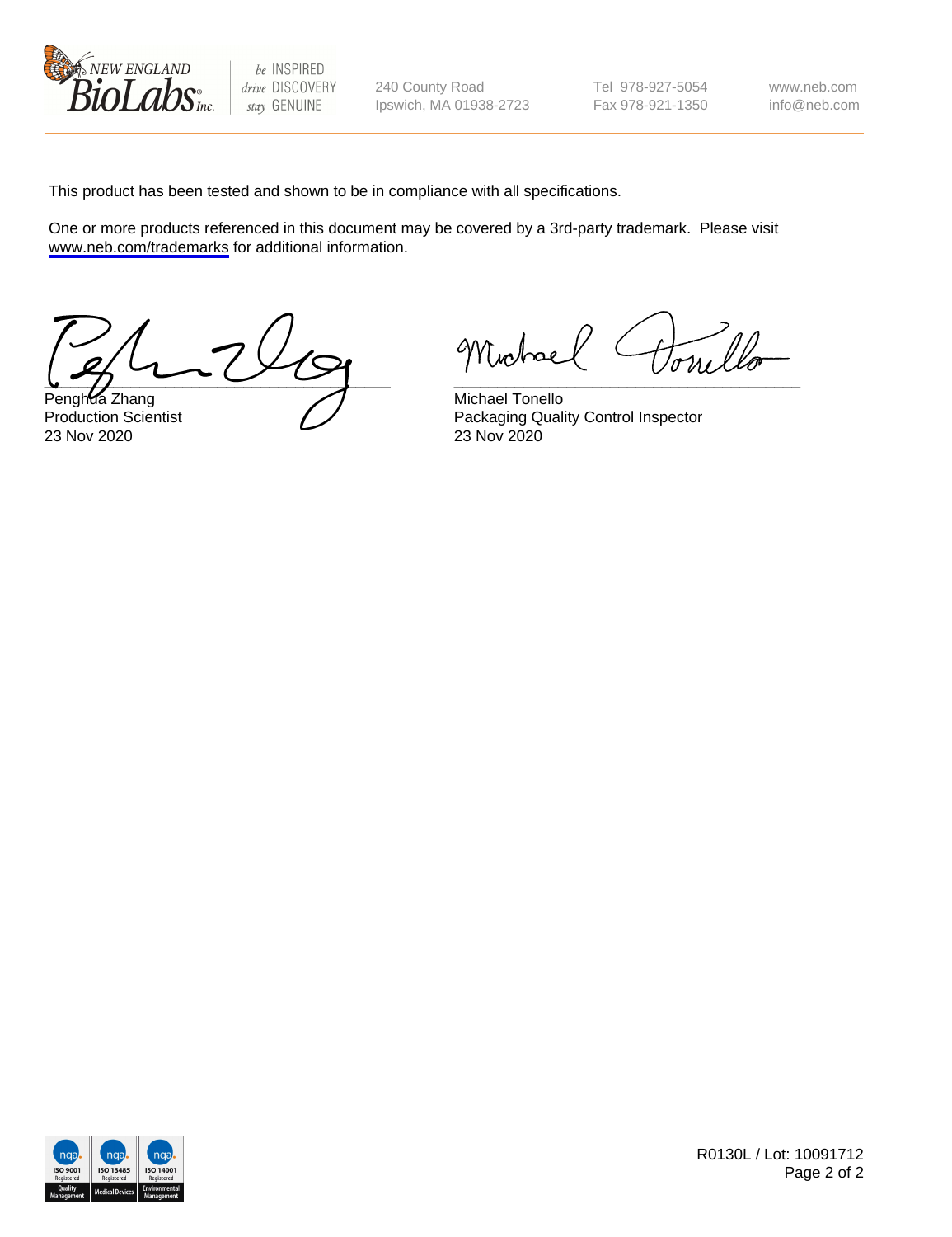This product has been tested and shown to be in compliance with all specifications.

One or more products referenced in this document may be covered by a 3rd-party trademark. Please visit www.neb.com/trademarks for additional information.

Penghua Zhang
Production Scientist
23 Nov 2020

Michael Tonello
Packaging Quality Control Inspector
23 Nov 2020

R0130L / Lot: 10091712